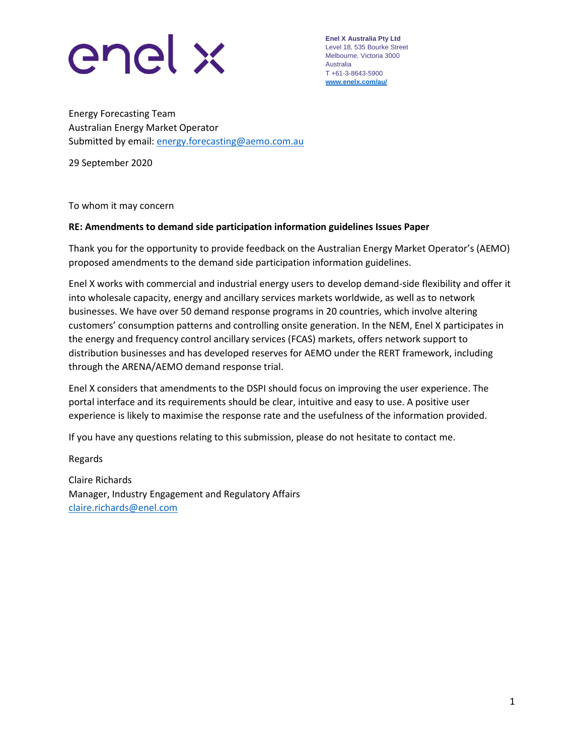enel x

**Enel X Australia Pty Ltd**
Level 18, 535 Bourke Street
Melbourne, Victoria 3000
Australia
T +61-3-8643-5900
www.enelx.com/au/

Energy Forecasting Team
Australian Energy Market Operator
Submitted by email: energy.forecasting@aemo.com.au

29 September 2020

To whom it may concern

**RE: Amendments to demand side participation information guidelines Issues Paper**

Thank you for the opportunity to provide feedback on the Australian Energy Market Operator's (AEMO) proposed amendments to the demand side participation information guidelines.

Enel X works with commercial and industrial energy users to develop demand-side flexibility and offer it into wholesale capacity, energy and ancillary services markets worldwide, as well as to network businesses. We have over 50 demand response programs in 20 countries, which involve altering customers' consumption patterns and controlling onsite generation. In the NEM, Enel X participates in the energy and frequency control ancillary services (FCAS) markets, offers network support to distribution businesses and has developed reserves for AEMO under the RERT framework, including through the ARENA/AEMO demand response trial.

Enel X considers that amendments to the DSPI should focus on improving the user experience. The portal interface and its requirements should be clear, intuitive and easy to use. A positive user experience is likely to maximise the response rate and the usefulness of the information provided.

If you have any questions relating to this submission, please do not hesitate to contact me.

Regards

Claire Richards
Manager, Industry Engagement and Regulatory Affairs
claire.richards@enel.com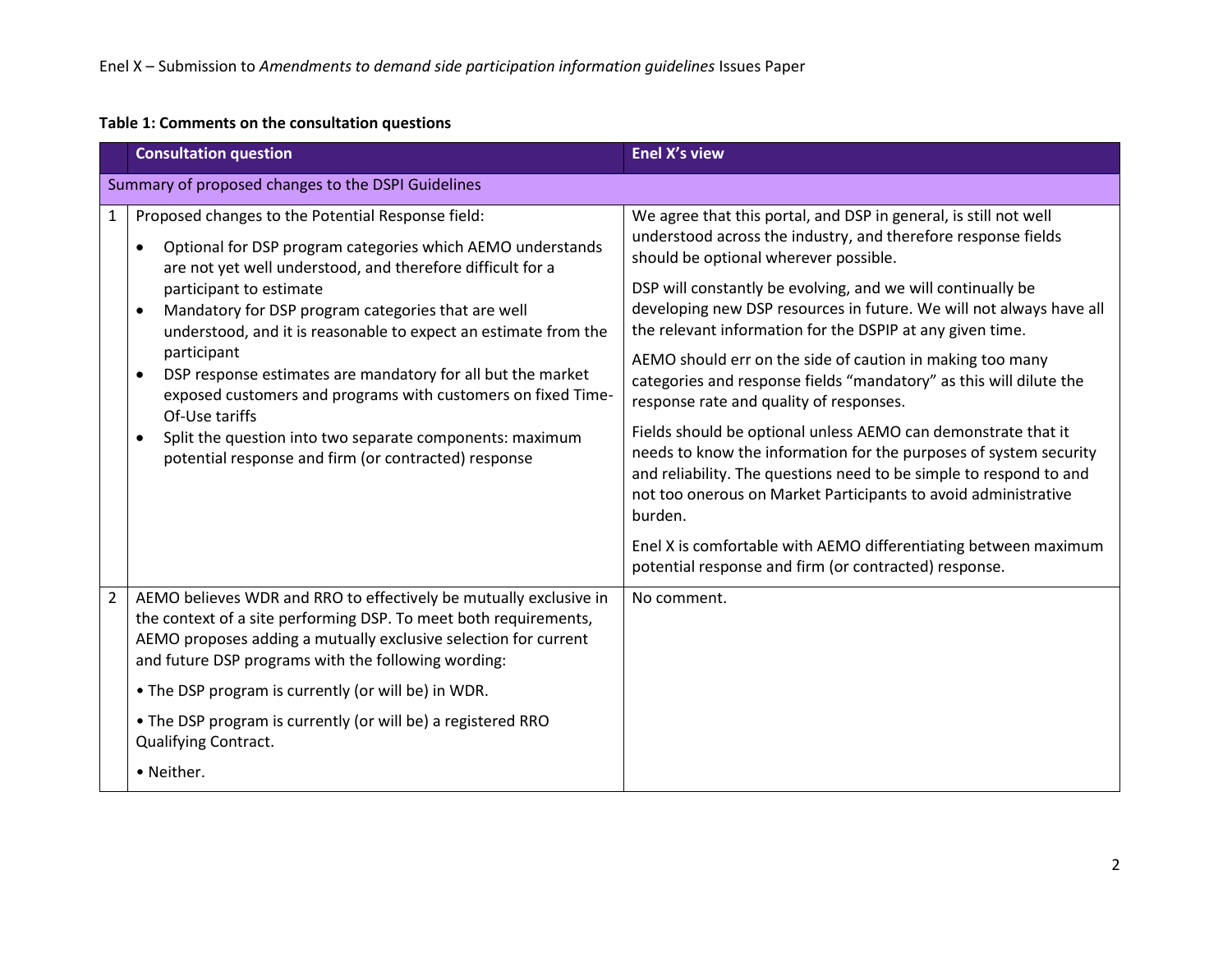**Table 1: Comments on the consultation questions**

| | Consultation question | Enel X's view |
|---|---|---|
| Summary of proposed changes to the DSPI Guidelines | | |
| 1 | Proposed changes to the Potential Response field:<br>• Optional for DSP program categories which AEMO understands are not yet well understood, and therefore difficult for a participant to estimate<br>• Mandatory for DSP program categories that are well understood, and it is reasonable to expect an estimate from the participant<br>• DSP response estimates are mandatory for all but the market exposed customers and programs with customers on fixed Time-Of-Use tariffs<br>• Split the question into two separate components: maximum potential response and firm (or contracted) response | We agree that this portal, and DSP in general, is still not well understood across the industry, and therefore response fields should be optional wherever possible.<br><br>DSP will constantly be evolving, and we will continually be developing new DSP resources in future. We will not always have all the relevant information for the DSPIP at any given time.<br><br>AEMO should err on the side of caution in making too many categories and response fields "mandatory" as this will dilute the response rate and quality of responses.<br><br>Fields should be optional unless AEMO can demonstrate that it needs to know the information for the purposes of system security and reliability. The questions need to be simple to respond to and not too onerous on Market Participants to avoid administrative burden.<br><br>Enel X is comfortable with AEMO differentiating between maximum potential response and firm (or contracted) response. |
| 2 | AEMO believes WDR and RRO to effectively be mutually exclusive in the context of a site performing DSP. To meet both requirements, AEMO proposes adding a mutually exclusive selection for current and future DSP programs with the following wording:<br><br>• The DSP program is currently (or will be) in WDR.<br><br>• The DSP program is currently (or will be) a registered RRO Qualifying Contract.<br><br>• Neither. | No comment. |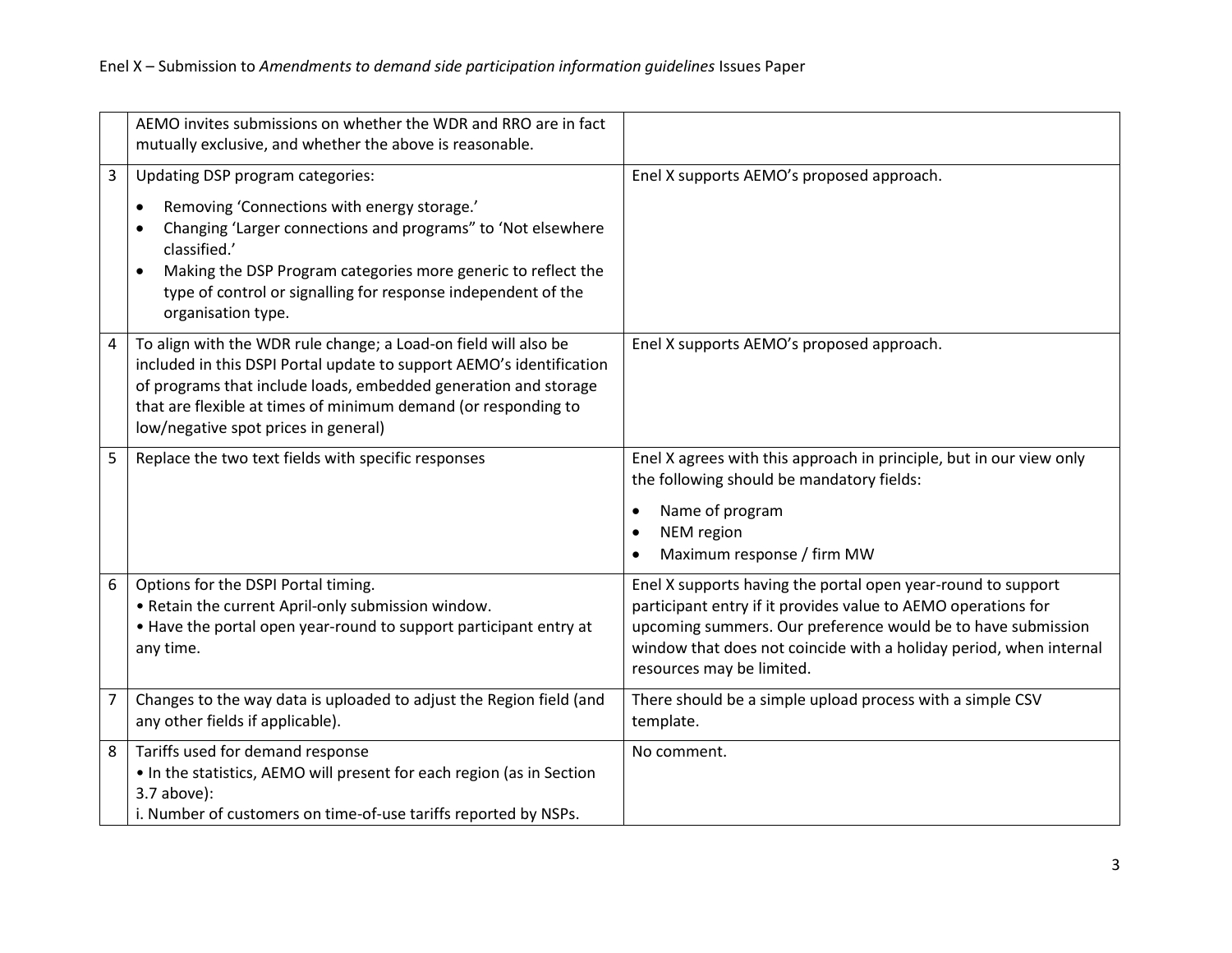| | | |
|---|---|---|
| | AEMO invites submissions on whether the WDR and RRO are in fact mutually exclusive, and whether the above is reasonable. | |
| 3 | Updating DSP program categories:<br>• Removing 'Connections with energy storage.'<br>• Changing 'Larger connections and programs" to 'Not elsewhere classified.'<br>• Making the DSP Program categories more generic to reflect the type of control or signalling for response independent of the organisation type. | Enel X supports AEMO's proposed approach. |
| 4 | To align with the WDR rule change; a Load-on field will also be included in this DSPI Portal update to support AEMO's identification of programs that include loads, embedded generation and storage that are flexible at times of minimum demand (or responding to low/negative spot prices in general) | Enel X supports AEMO's proposed approach. |
| 5 | Replace the two text fields with specific responses | Enel X agrees with this approach in principle, but in our view only the following should be mandatory fields:<br>• Name of program<br>• NEM region<br>• Maximum response / firm MW |
| 6 | Options for the DSPI Portal timing.<br>• Retain the current April-only submission window.<br>• Have the portal open year-round to support participant entry at any time. | Enel X supports having the portal open year-round to support participant entry if it provides value to AEMO operations for upcoming summers. Our preference would be to have submission window that does not coincide with a holiday period, when internal resources may be limited. |
| 7 | Changes to the way data is uploaded to adjust the Region field (and any other fields if applicable). | There should be a simple upload process with a simple CSV template. |
| 8 | Tariffs used for demand response<br>• In the statistics, AEMO will present for each region (as in Section 3.7 above):<br>i. Number of customers on time-of-use tariffs reported by NSPs. | No comment. |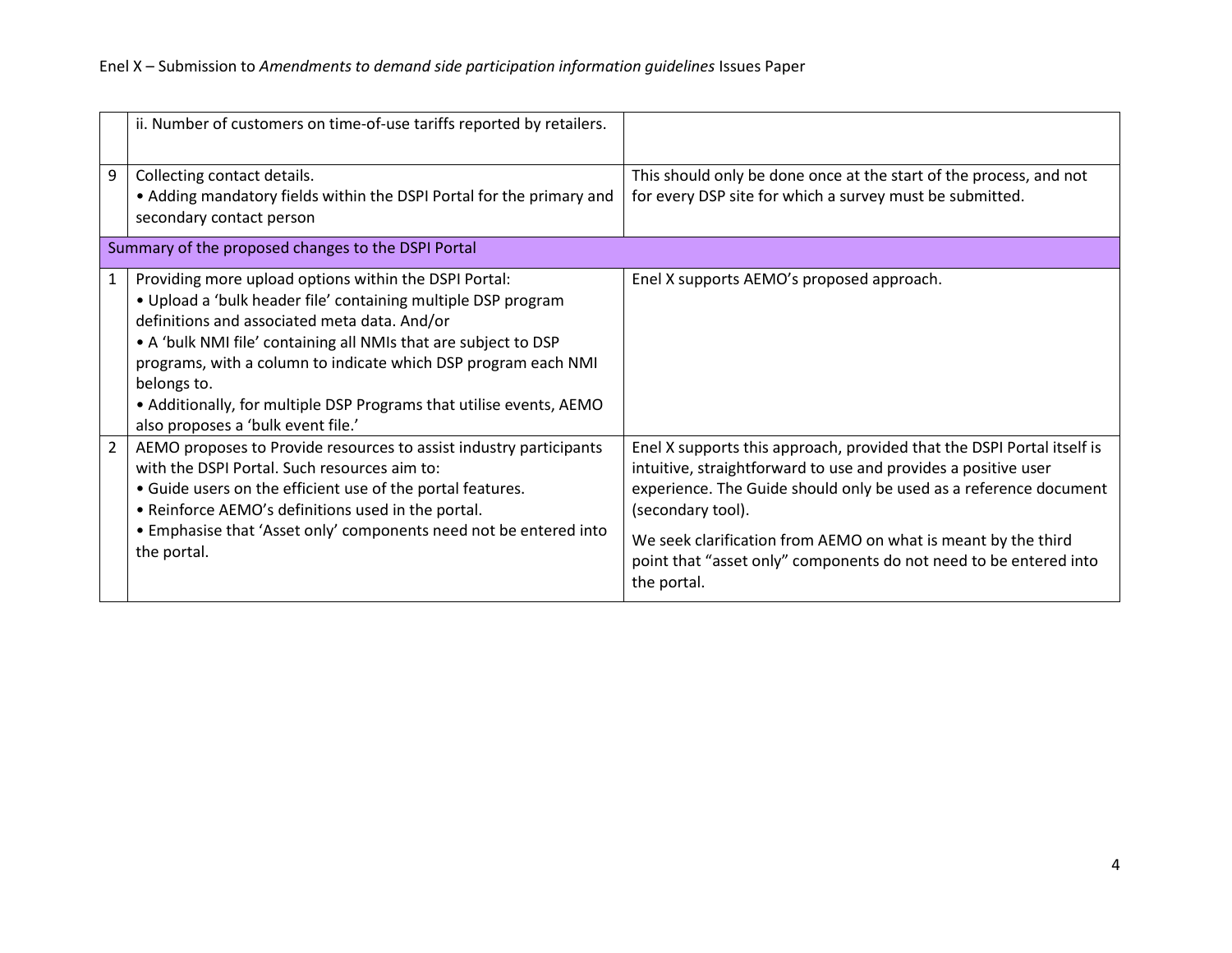| | | |
|---|---|---|
| | ii. Number of customers on time-of-use tariffs reported by retailers. | |
| 9 | Collecting contact details.<br>• Adding mandatory fields within the DSPI Portal for the primary and secondary contact person | This should only be done once at the start of the process, and not for every DSP site for which a survey must be submitted. |
| Summary of the proposed changes to the DSPI Portal | | |
| 1 | Providing more upload options within the DSPI Portal:<br>• Upload a 'bulk header file' containing multiple DSP program definitions and associated meta data. And/or<br>• A 'bulk NMI file' containing all NMIs that are subject to DSP programs, with a column to indicate which DSP program each NMI belongs to.<br>• Additionally, for multiple DSP Programs that utilise events, AEMO also proposes a 'bulk event file.' | Enel X supports AEMO's proposed approach. |
| 2 | AEMO proposes to Provide resources to assist industry participants with the DSPI Portal. Such resources aim to:<br>• Guide users on the efficient use of the portal features.<br>• Reinforce AEMO's definitions used in the portal.<br>• Emphasise that 'Asset only' components need not be entered into the portal. | Enel X supports this approach, provided that the DSPI Portal itself is intuitive, straightforward to use and provides a positive user experience. The Guide should only be used as a reference document (secondary tool).<br><br>We seek clarification from AEMO on what is meant by the third point that "asset only" components do not need to be entered into the portal. |